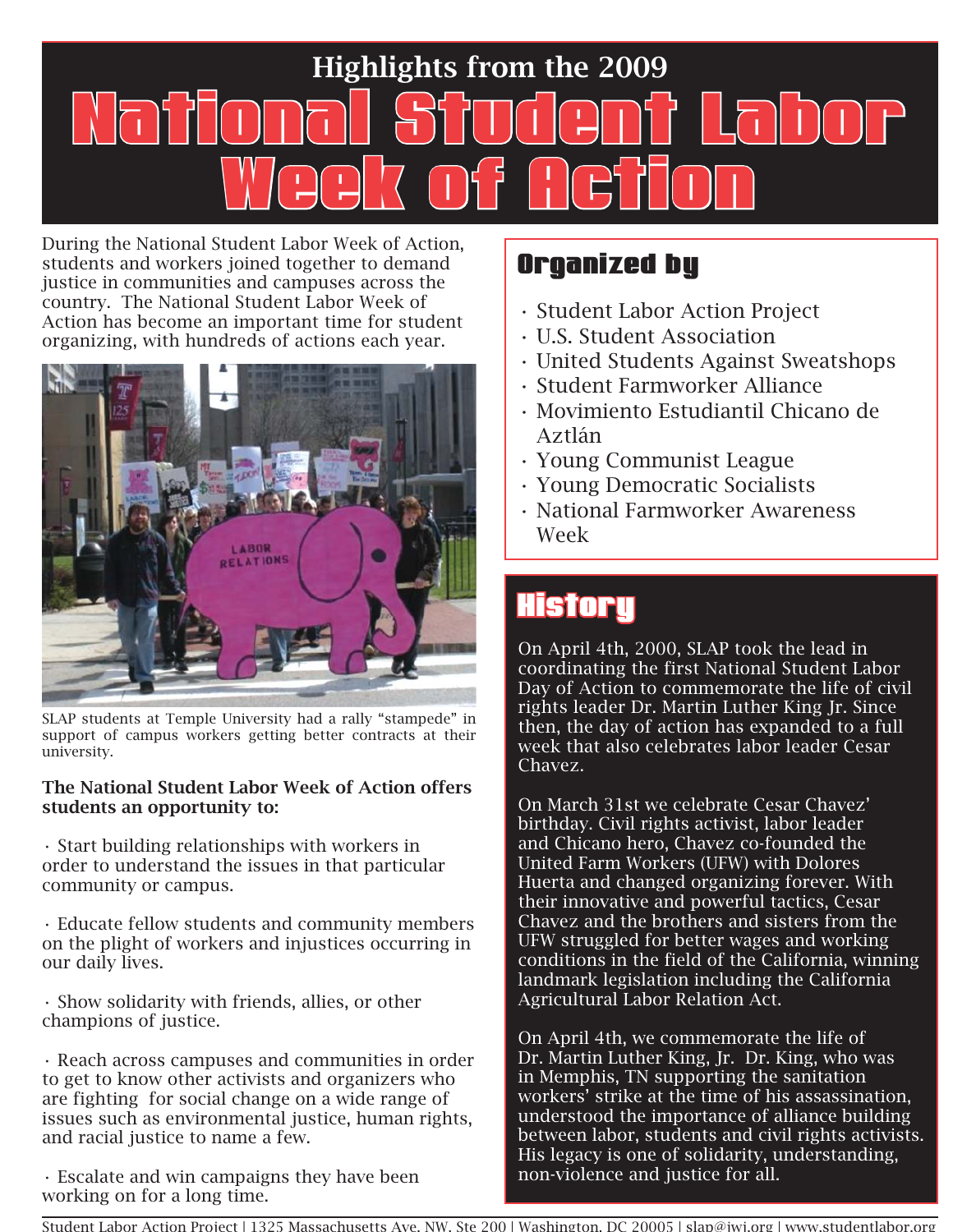# Highlights from the 2009 National Student Labor Week of Action

During the National Student Labor Week of Action, students and workers joined together to demand justice in communities and campuses across the country. The National Student Labor Week of Action has become an important time for student organizing, with hundreds of actions each year.

SLAP students at Temple University had a rally "stampede" in support of campus workers getting better contracts at their university.

**The National Student Labor Week of Action offers students an opportunity to:**

- Start building relationships with workers in order to understand the issues in that particular community or campus.
- Educate fellow students and community members on the plight of workers and injustices occurring in our daily lives.
- Show solidarity with friends, allies, or other champions of justice.
- Reach across campuses and communities in order to get to know other activists and organizers who are fighting for social change on a wide range of issues such as environmental justice, human rights, and racial justice to name a few.
- Escalate and win campaigns they have been working on for a long time.

## Organized by

- Student Labor Action Project
- U.S. Student Association
- United Students Against Sweatshops
- Student Farmworker Alliance
- Movimiento Estudiantil Chicano de Aztlán
- Young Communist League
- Young Democratic Socialists
- National Farmworker Awareness Week

## History

On April 4th, 2000, SLAP took the lead in coordinating the first National Student Labor Day of Action to commemorate the life of civil rights leader Dr. Martin Luther King Jr. Since then, the day of action has expanded to a full week that also celebrates labor leader Cesar Chavez.

On March 31st we celebrate Cesar Chavez' birthday. Civil rights activist, labor leader and Chicano hero, Chavez co-founded the United Farm Workers (UFW) with Dolores Huerta and changed organizing forever. With their innovative and powerful tactics, Cesar Chavez and the brothers and sisters from the UFW struggled for better wages and working conditions in the field of the California, winning landmark legislation including the California Agricultural Labor Relation Act.

On April 4th, we commemorate the life of Dr. Martin Luther King, Jr. Dr. King, who was in Memphis, TN supporting the sanitation workers' strike at the time of his assassination, understood the importance of alliance building between labor, students and civil rights activists. His legacy is one of solidarity, understanding, non-violence and justice for all.

Student Labor Action Project | 1325 Massachusetts Ave. NW, Ste 200 | Washington, DC 20005 | slap@iwj.org | www.studentlabor.org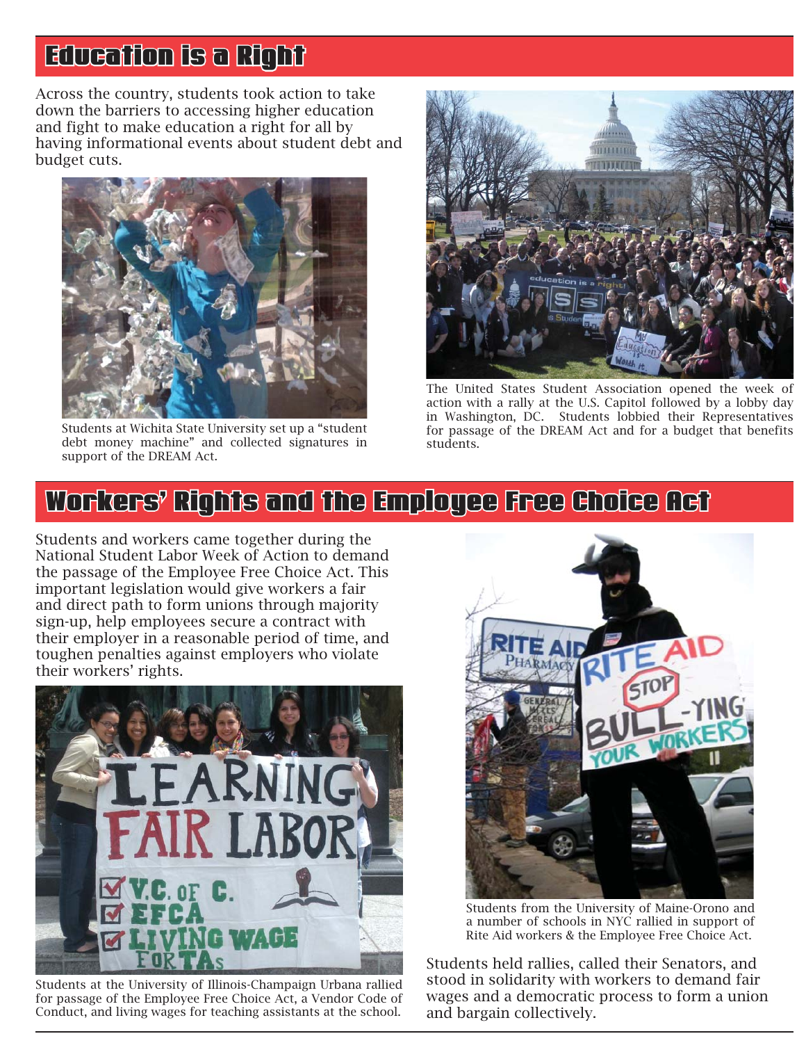## Education is a Right

Across the country, students took action to take down the barriers to accessing higher education and fight to make education a right for all by having informational events about student debt and budget cuts.

Students at Wichita State University set up a "student debt money machine" and collected signatures in support of the DREAM Act.

The United States Student Association opened the week of action with a rally at the U.S. Capitol followed by a lobby day in Washington, DC. Students lobbied their Representatives for passage of the DREAM Act and for a budget that benefits students.

## Workers' Rights and the Employee Free Choice Act

Students and workers came together during the National Student Labor Week of Action to demand the passage of the Employee Free Choice Act. This important legislation would give workers a fair and direct path to form unions through majority sign-up, help employees secure a contract with their employer in a reasonable period of time, and toughen penalties against employers who violate their workers' rights.

Students at the University of Illinois-Champaign Urbana rallied for passage of the Employee Free Choice Act, a Vendor Code of Conduct, and living wages for teaching assistants at the school.

Students from the University of Maine-Orono and a number of schools in NYC rallied in support of Rite Aid workers & the Employee Free Choice Act.

Students held rallies, called their Senators, and stood in solidarity with workers to demand fair wages and a democratic process to form a union and bargain collectively.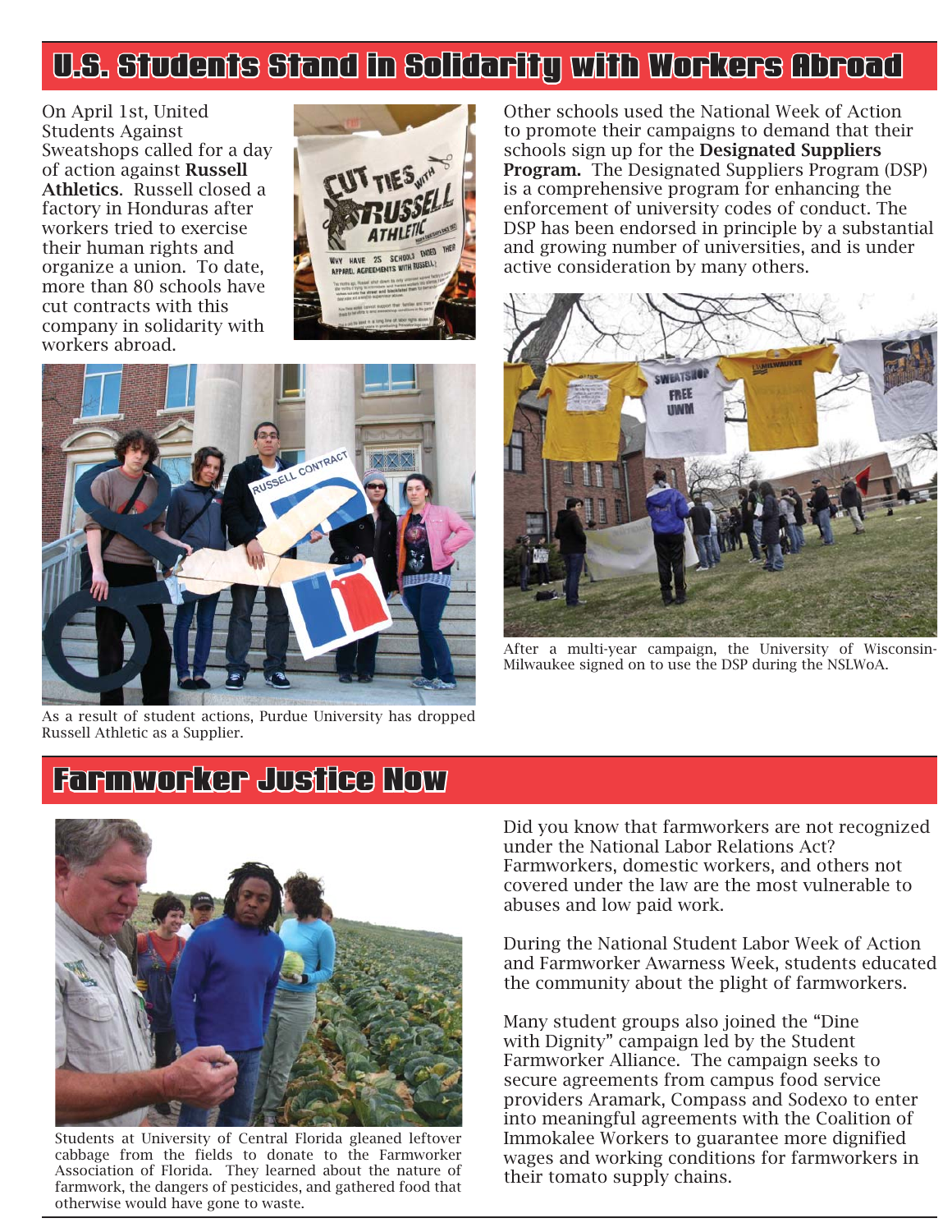## U.S. Students Stand in Solidarity with Workers Abroad

On April 1st, United Students Against Sweatshops called for a day of action against **Russell Athletics**. Russell closed a factory in Honduras after workers tried to exercise their human rights and organize a union. To date, more than 80 schools have cut contracts with this company in solidarity with workers abroad.

As a result of student actions, Purdue University has dropped Russell Athletic as a Supplier.

Other schools used the National Week of Action to promote their campaigns to demand that their schools sign up for the **Designated Suppliers Program.** The Designated Suppliers Program (DSP) is a comprehensive program for enhancing the enforcement of university codes of conduct. The DSP has been endorsed in principle by a substantial and growing number of universities, and is under active consideration by many others.

After a multi-year campaign, the University of Wisconsin-Milwaukee signed on to use the DSP during the NSLWoA.

## Farmworker Justice Now

Students at University of Central Florida gleaned leftover cabbage from the fields to donate to the Farmworker Association of Florida. They learned about the nature of farmwork, the dangers of pesticides, and gathered food that otherwise would have gone to waste.

Did you know that farmworkers are not recognized under the National Labor Relations Act? Farmworkers, domestic workers, and others not covered under the law are the most vulnerable to abuses and low paid work.

During the National Student Labor Week of Action and Farmworker Awarness Week, students educated the community about the plight of farmworkers.

Many student groups also joined the "Dine with Dignity" campaign led by the Student Farmworker Alliance. The campaign seeks to secure agreements from campus food service providers Aramark, Compass and Sodexo to enter into meaningful agreements with the Coalition of Immokalee Workers to guarantee more dignified wages and working conditions for farmworkers in their tomato supply chains.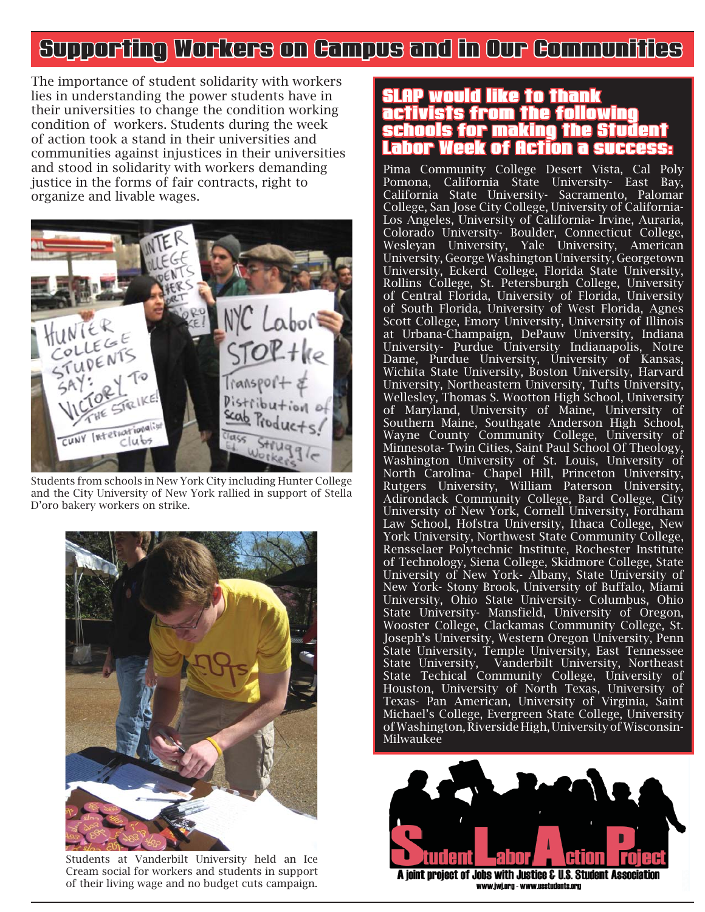# Supporting Workers on Campus and in Our Communities

The importance of student solidarity with workers lies in understanding the power students have in their universities to change the condition working condition of workers. Students during the week of action took a stand in their universities and communities against injustices in their universities and stood in solidarity with workers demanding justice in the forms of fair contracts, right to organize and livable wages.

Students from schools in New York City including Hunter College and the City University of New York rallied in support of Stella D'oro bakery workers on strike.

Students at Vanderbilt University held an Ice Cream social for workers and students in support of their living wage and no budget cuts campaign.

## SLAP would like to thank activists from the following schools for making the Student Labor Week of Action a success:

Pima Community College Desert Vista, Cal Poly Pomona, California State University- East Bay, California State University- Sacramento, Palomar College, San Jose City College, University of California- Los Angeles, University of California- Irvine, Auraria, Colorado University- Boulder, Connecticut College, Wesleyan University, Yale University, American University, George Washington University, Georgetown University, Eckerd College, Florida State University, Rollins College, St. Petersburgh College, University of Central Florida, University of Florida, University of South Florida, University of West Florida, Agnes Scott College, Emory University, University of Illinois at Urbana-Champaign, DePauw University, Indiana University- Purdue University Indianapolis, Notre Dame, Purdue University, University of Kansas, Wichita State University, Boston University, Harvard University, Northeastern University, Tufts University, Wellesley, Thomas S. Wootton High School, University of Maryland, University of Maine, University of Southern Maine, Southgate Anderson High School, Wayne County Community College, University of Minnesota- Twin Cities, Saint Paul School Of Theology, Washington University of St. Louis, University of North Carolina- Chapel Hill, Princeton University, Rutgers University, William Paterson University, Adirondack Community College, Bard College, City University of New York, Cornell University, Fordham Law School, Hofstra University, Ithaca College, New York University, Northwest State Community College, Rensselaer Polytechnic Institute, Rochester Institute of Technology, Siena College, Skidmore College, State University of New York- Albany, State University of New York- Stony Brook, University of Buffalo, Miami University, Ohio State University- Columbus, Ohio State University- Mansfield, University of Oregon, Wooster College, Clackamas Community College, St. Joseph's University, Western Oregon University, Penn State University, Temple University, East Tennessee State University, Vanderbilt University, Northeast State Techical Community College, University of Houston, University of North Texas, University of Texas- Pan American, University of Virginia, Saint Michael's College, Evergreen State College, University of Washington, Riverside High, University of Wisconsin- Milwaukee

Student Labor Action Project

A joint project of Jobs with Justice & U.S. Student Association

www.jwj.org - www.usstudents.org